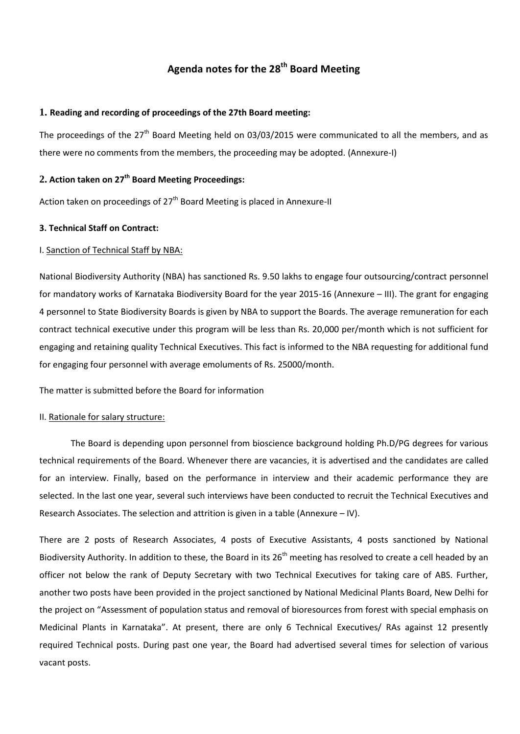# Agenda notes for the 28th Board Meeting

## 1. Reading and recording of proceedings of the 27th Board meeting:

The proceedings of the 27th Board Meeting held on 03/03/2015 were communicated to all the members, and as there were no comments from the members, the proceeding may be adopted. (Annexure-I)

## 2. Action taken on 27th Board Meeting Proceedings:

Action taken on proceedings of 27th Board Meeting is placed in Annexure-II

## 3. Technical Staff on Contract:

I. Sanction of Technical Staff by NBA:

National Biodiversity Authority (NBA) has sanctioned Rs. 9.50 lakhs to engage four outsourcing/contract personnel for mandatory works of Karnataka Biodiversity Board for the year 2015-16 (Annexure – III). The grant for engaging 4 personnel to State Biodiversity Boards is given by NBA to support the Boards. The average remuneration for each contract technical executive under this program will be less than Rs. 20,000 per/month which is not sufficient for engaging and retaining quality Technical Executives. This fact is informed to the NBA requesting for additional fund for engaging four personnel with average emoluments of Rs. 25000/month.

The matter is submitted before the Board for information

II. Rationale for salary structure:

The Board is depending upon personnel from bioscience background holding Ph.D/PG degrees for various technical requirements of the Board. Whenever there are vacancies, it is advertised and the candidates are called for an interview. Finally, based on the performance in interview and their academic performance they are selected. In the last one year, several such interviews have been conducted to recruit the Technical Executives and Research Associates. The selection and attrition is given in a table (Annexure – IV).

There are 2 posts of Research Associates, 4 posts of Executive Assistants, 4 posts sanctioned by National Biodiversity Authority. In addition to these, the Board in its 26th meeting has resolved to create a cell headed by an officer not below the rank of Deputy Secretary with two Technical Executives for taking care of ABS. Further, another two posts have been provided in the project sanctioned by National Medicinal Plants Board, New Delhi for the project on "Assessment of population status and removal of bioresources from forest with special emphasis on Medicinal Plants in Karnataka". At present, there are only 6 Technical Executives/ RAs against 12 presently required Technical posts. During past one year, the Board had advertised several times for selection of various vacant posts.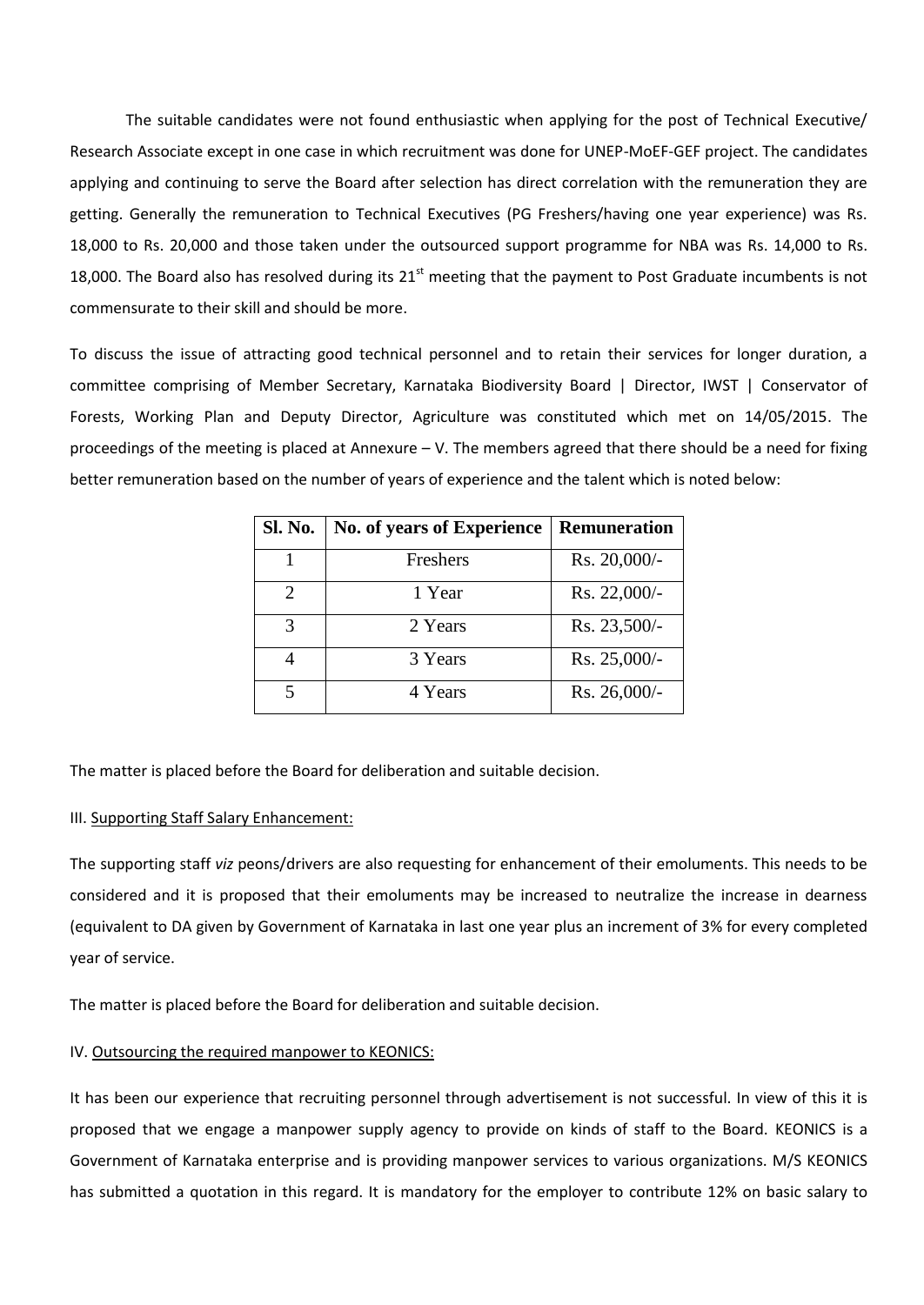The suitable candidates were not found enthusiastic when applying for the post of Technical Executive/ Research Associate except in one case in which recruitment was done for UNEP-MoEF-GEF project. The candidates applying and continuing to serve the Board after selection has direct correlation with the remuneration they are getting. Generally the remuneration to Technical Executives (PG Freshers/having one year experience) was Rs. 18,000 to Rs. 20,000 and those taken under the outsourced support programme for NBA was Rs. 14,000 to Rs. 18,000. The Board also has resolved during its 21st meeting that the payment to Post Graduate incumbents is not commensurate to their skill and should be more.

To discuss the issue of attracting good technical personnel and to retain their services for longer duration, a committee comprising of Member Secretary, Karnataka Biodiversity Board | Director, IWST | Conservator of Forests, Working Plan and Deputy Director, Agriculture was constituted which met on 14/05/2015. The proceedings of the meeting is placed at Annexure – V. The members agreed that there should be a need for fixing better remuneration based on the number of years of experience and the talent which is noted below:

| Sl. No. | No. of years of Experience | Remuneration |
|---|---|---|
| 1 | Freshers | Rs. 20,000/- |
| 2 | 1 Year | Rs. 22,000/- |
| 3 | 2 Years | Rs. 23,500/- |
| 4 | 3 Years | Rs. 25,000/- |
| 5 | 4 Years | Rs. 26,000/- |

The matter is placed before the Board for deliberation and suitable decision.

III. Supporting Staff Salary Enhancement:

The supporting staff *viz* peons/drivers are also requesting for enhancement of their emoluments. This needs to be considered and it is proposed that their emoluments may be increased to neutralize the increase in dearness (equivalent to DA given by Government of Karnataka in last one year plus an increment of 3% for every completed year of service.

The matter is placed before the Board for deliberation and suitable decision.

IV. Outsourcing the required manpower to KEONICS:

It has been our experience that recruiting personnel through advertisement is not successful. In view of this it is proposed that we engage a manpower supply agency to provide on kinds of staff to the Board. KEONICS is a Government of Karnataka enterprise and is providing manpower services to various organizations. M/S KEONICS has submitted a quotation in this regard. It is mandatory for the employer to contribute 12% on basic salary to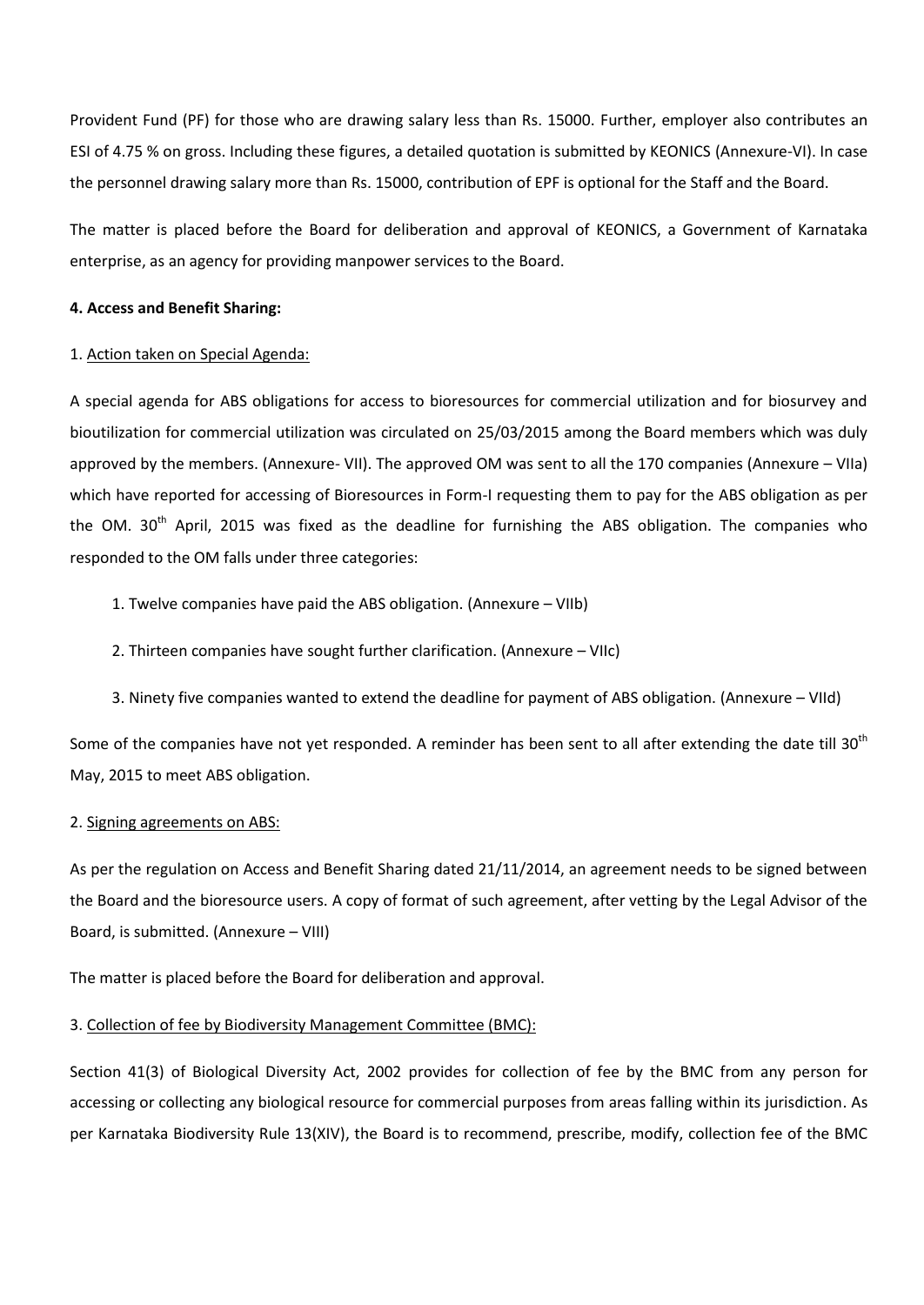Provident Fund (PF) for those who are drawing salary less than Rs. 15000. Further, employer also contributes an ESI of 4.75 % on gross. Including these figures, a detailed quotation is submitted by KEONICS (Annexure-VI). In case the personnel drawing salary more than Rs. 15000, contribution of EPF is optional for the Staff and the Board.

The matter is placed before the Board for deliberation and approval of KEONICS, a Government of Karnataka enterprise, as an agency for providing manpower services to the Board.

**4. Access and Benefit Sharing:**

1. Action taken on Special Agenda:

A special agenda for ABS obligations for access to bioresources for commercial utilization and for biosurvey and bioutilization for commercial utilization was circulated on 25/03/2015 among the Board members which was duly approved by the members. (Annexure- VII). The approved OM was sent to all the 170 companies (Annexure – VIIa) which have reported for accessing of Bioresources in Form-I requesting them to pay for the ABS obligation as per the OM. 30th April, 2015 was fixed as the deadline for furnishing the ABS obligation. The companies who responded to the OM falls under three categories:

1. Twelve companies have paid the ABS obligation. (Annexure – VIIb)
2. Thirteen companies have sought further clarification. (Annexure – VIIc)
3. Ninety five companies wanted to extend the deadline for payment of ABS obligation. (Annexure – VIId)

Some of the companies have not yet responded. A reminder has been sent to all after extending the date till 30th May, 2015 to meet ABS obligation.

2. Signing agreements on ABS:

As per the regulation on Access and Benefit Sharing dated 21/11/2014, an agreement needs to be signed between the Board and the bioresource users. A copy of format of such agreement, after vetting by the Legal Advisor of the Board, is submitted. (Annexure – VIII)

The matter is placed before the Board for deliberation and approval.

3. Collection of fee by Biodiversity Management Committee (BMC):

Section 41(3) of Biological Diversity Act, 2002 provides for collection of fee by the BMC from any person for accessing or collecting any biological resource for commercial purposes from areas falling within its jurisdiction. As per Karnataka Biodiversity Rule 13(XIV), the Board is to recommend, prescribe, modify, collection fee of the BMC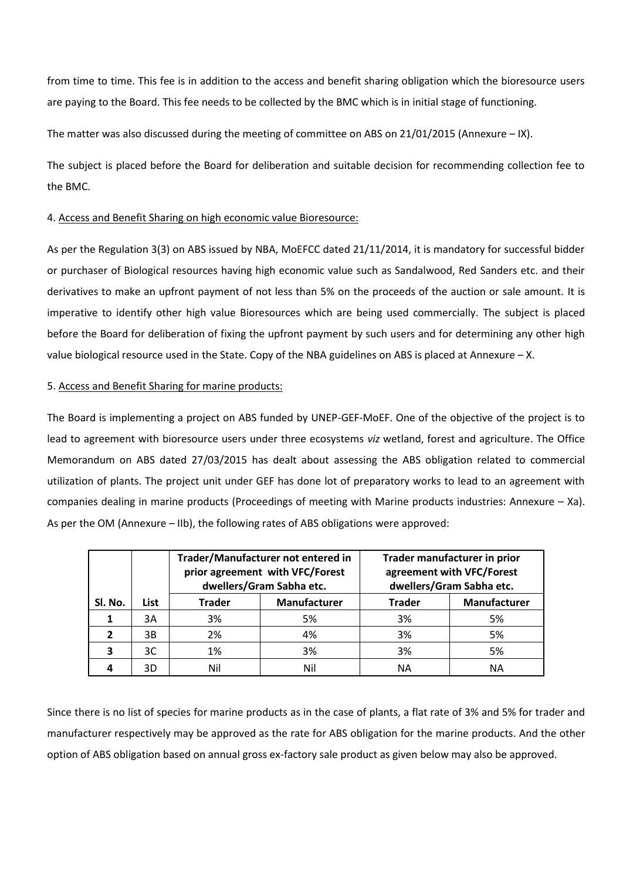from time to time. This fee is in addition to the access and benefit sharing obligation which the bioresource users are paying to the Board. This fee needs to be collected by the BMC which is in initial stage of functioning.

The matter was also discussed during the meeting of committee on ABS on 21/01/2015 (Annexure – IX).

The subject is placed before the Board for deliberation and suitable decision for recommending collection fee to the BMC.

4. Access and Benefit Sharing on high economic value Bioresource:

As per the Regulation 3(3) on ABS issued by NBA, MoEFCC dated 21/11/2014, it is mandatory for successful bidder or purchaser of Biological resources having high economic value such as Sandalwood, Red Sanders etc. and their derivatives to make an upfront payment of not less than 5% on the proceeds of the auction or sale amount. It is imperative to identify other high value Bioresources which are being used commercially. The subject is placed before the Board for deliberation of fixing the upfront payment by such users and for determining any other high value biological resource used in the State. Copy of the NBA guidelines on ABS is placed at Annexure – X.

5. Access and Benefit Sharing for marine products:

The Board is implementing a project on ABS funded by UNEP-GEF-MoEF. One of the objective of the project is to lead to agreement with bioresource users under three ecosystems *viz* wetland, forest and agriculture. The Office Memorandum on ABS dated 27/03/2015 has dealt about assessing the ABS obligation related to commercial utilization of plants. The project unit under GEF has done lot of preparatory works to lead to an agreement with companies dealing in marine products (Proceedings of meeting with Marine products industries: Annexure – Xa). As per the OM (Annexure – IIb), the following rates of ABS obligations were approved:

| | | **Trader/Manufacturer not entered in prior agreement with VFC/Forest dwellers/Gram Sabha etc.** | | **Trader manufacturer in prior agreement with VFC/Forest dwellers/Gram Sabha etc.** | |
|---|---|---|---|---|---|
| **Sl. No.** | **List** | **Trader** | **Manufacturer** | **Trader** | **Manufacturer** |
| **1** | 3A | 3% | 5% | 3% | 5% |
| **2** | 3B | 2% | 4% | 3% | 5% |
| **3** | 3C | 1% | 3% | 3% | 5% |
| **4** | 3D | Nil | Nil | NA | NA |

Since there is no list of species for marine products as in the case of plants, a flat rate of 3% and 5% for trader and manufacturer respectively may be approved as the rate for ABS obligation for the marine products. And the other option of ABS obligation based on annual gross ex-factory sale product as given below may also be approved.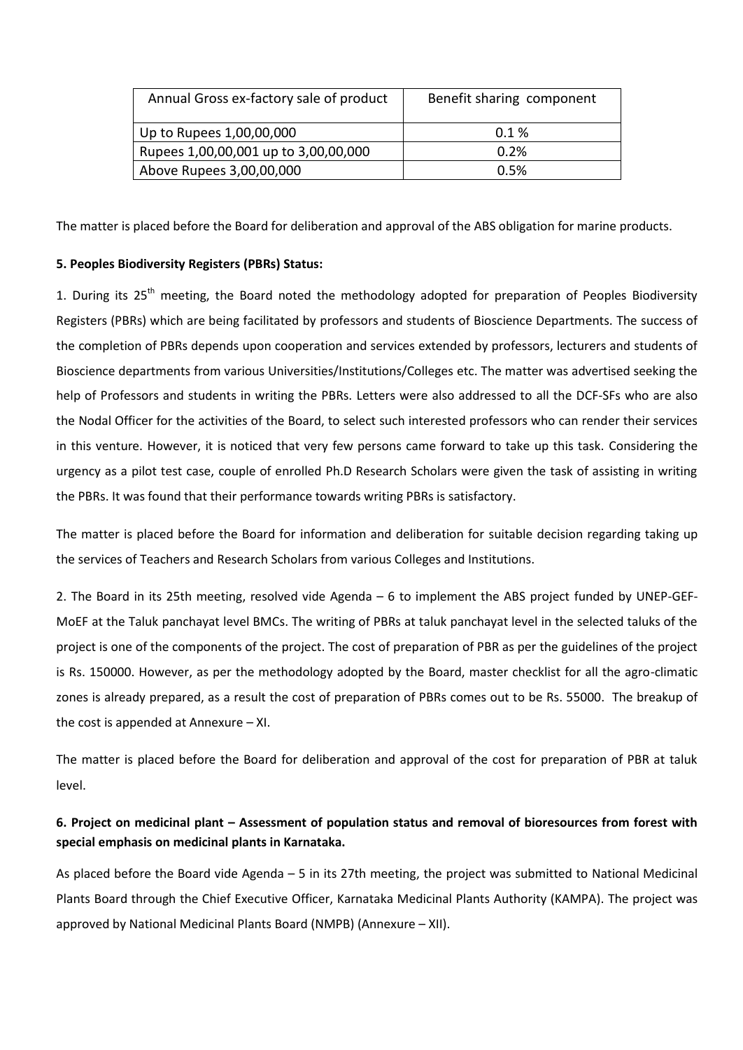| Annual Gross ex-factory sale of product | Benefit sharing component |
|---|---|
| Up to Rupees 1,00,00,000 | 0.1 % |
| Rupees 1,00,00,001 up to 3,00,00,000 | 0.2% |
| Above Rupees 3,00,00,000 | 0.5% |

The matter is placed before the Board for deliberation and approval of the ABS obligation for marine products.

**5. Peoples Biodiversity Registers (PBRs) Status:**

1. During its 25th meeting, the Board noted the methodology adopted for preparation of Peoples Biodiversity Registers (PBRs) which are being facilitated by professors and students of Bioscience Departments. The success of the completion of PBRs depends upon cooperation and services extended by professors, lecturers and students of Bioscience departments from various Universities/Institutions/Colleges etc. The matter was advertised seeking the help of Professors and students in writing the PBRs. Letters were also addressed to all the DCF-SFs who are also the Nodal Officer for the activities of the Board, to select such interested professors who can render their services in this venture. However, it is noticed that very few persons came forward to take up this task. Considering the urgency as a pilot test case, couple of enrolled Ph.D Research Scholars were given the task of assisting in writing the PBRs. It was found that their performance towards writing PBRs is satisfactory.

The matter is placed before the Board for information and deliberation for suitable decision regarding taking up the services of Teachers and Research Scholars from various Colleges and Institutions.

2. The Board in its 25th meeting, resolved vide Agenda – 6 to implement the ABS project funded by UNEP-GEF-MoEF at the Taluk panchayat level BMCs. The writing of PBRs at taluk panchayat level in the selected taluks of the project is one of the components of the project. The cost of preparation of PBR as per the guidelines of the project is Rs. 150000. However, as per the methodology adopted by the Board, master checklist for all the agro-climatic zones is already prepared, as a result the cost of preparation of PBRs comes out to be Rs. 55000. The breakup of the cost is appended at Annexure – XI.

The matter is placed before the Board for deliberation and approval of the cost for preparation of PBR at taluk level.

**6. Project on medicinal plant – Assessment of population status and removal of bioresources from forest with special emphasis on medicinal plants in Karnataka.**

As placed before the Board vide Agenda – 5 in its 27th meeting, the project was submitted to National Medicinal Plants Board through the Chief Executive Officer, Karnataka Medicinal Plants Authority (KAMPA). The project was approved by National Medicinal Plants Board (NMPB) (Annexure – XII).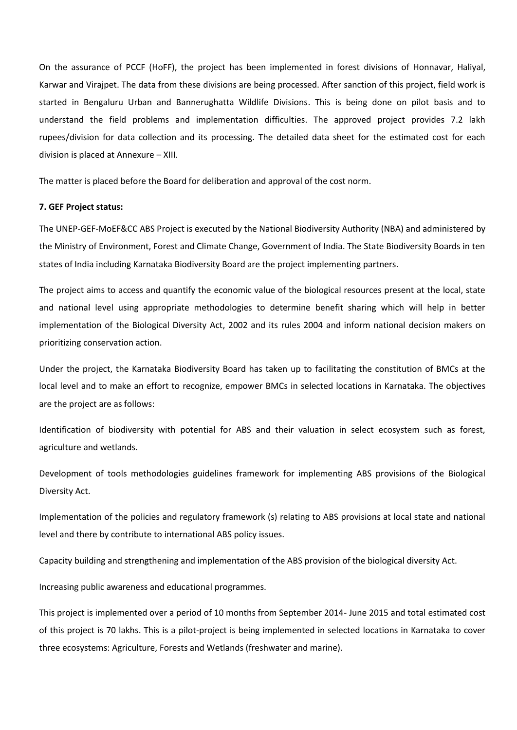On the assurance of PCCF (HoFF), the project has been implemented in forest divisions of Honnavar, Haliyal, Karwar and Virajpet. The data from these divisions are being processed. After sanction of this project, field work is started in Bengaluru Urban and Bannerughatta Wildlife Divisions. This is being done on pilot basis and to understand the field problems and implementation difficulties. The approved project provides 7.2 lakh rupees/division for data collection and its processing. The detailed data sheet for the estimated cost for each division is placed at Annexure – XIII.

The matter is placed before the Board for deliberation and approval of the cost norm.

**7. GEF Project status:**

The UNEP-GEF-MoEF&CC ABS Project is executed by the National Biodiversity Authority (NBA) and administered by the Ministry of Environment, Forest and Climate Change, Government of India. The State Biodiversity Boards in ten states of India including Karnataka Biodiversity Board are the project implementing partners.

The project aims to access and quantify the economic value of the biological resources present at the local, state and national level using appropriate methodologies to determine benefit sharing which will help in better implementation of the Biological Diversity Act, 2002 and its rules 2004 and inform national decision makers on prioritizing conservation action.

Under the project, the Karnataka Biodiversity Board has taken up to facilitating the constitution of BMCs at the local level and to make an effort to recognize, empower BMCs in selected locations in Karnataka. The objectives are the project are as follows:

Identification of biodiversity with potential for ABS and their valuation in select ecosystem such as forest, agriculture and wetlands.

Development of tools methodologies guidelines framework for implementing ABS provisions of the Biological Diversity Act.

Implementation of the policies and regulatory framework (s) relating to ABS provisions at local state and national level and there by contribute to international ABS policy issues.

Capacity building and strengthening and implementation of the ABS provision of the biological diversity Act.

Increasing public awareness and educational programmes.

This project is implemented over a period of 10 months from September 2014- June 2015 and total estimated cost of this project is 70 lakhs. This is a pilot-project is being implemented in selected locations in Karnataka to cover three ecosystems: Agriculture, Forests and Wetlands (freshwater and marine).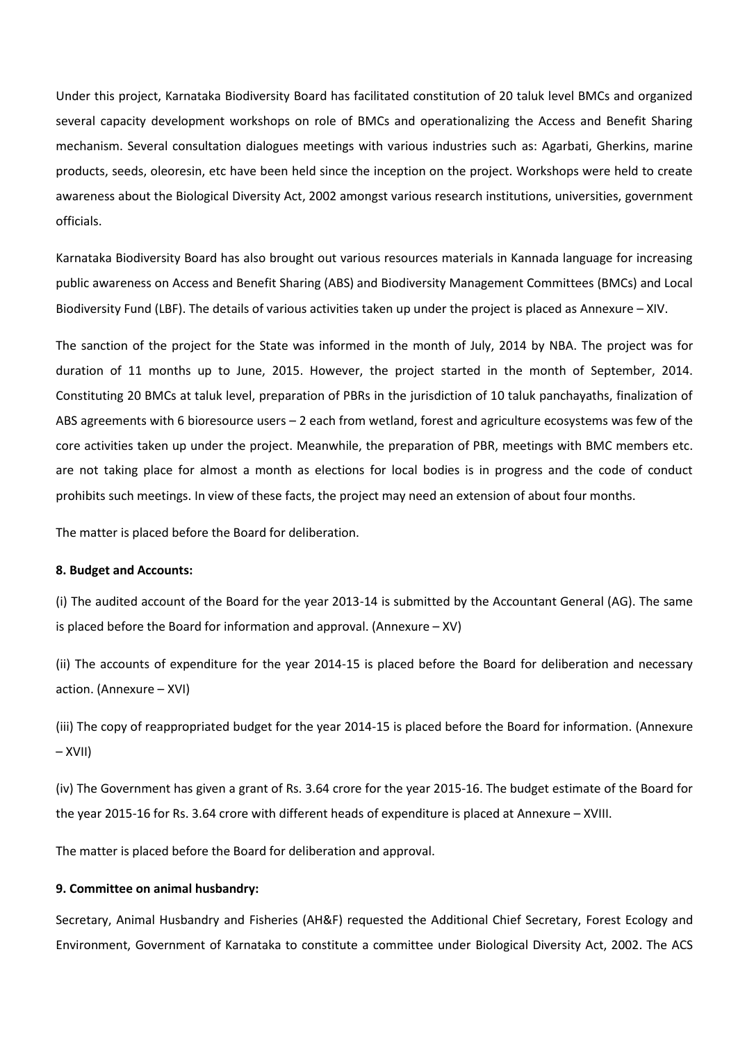Under this project, Karnataka Biodiversity Board has facilitated constitution of 20 taluk level BMCs and organized several capacity development workshops on role of BMCs and operationalizing the Access and Benefit Sharing mechanism. Several consultation dialogues meetings with various industries such as: Agarbati, Gherkins, marine products, seeds, oleoresin, etc have been held since the inception on the project. Workshops were held to create awareness about the Biological Diversity Act, 2002 amongst various research institutions, universities, government officials.

Karnataka Biodiversity Board has also brought out various resources materials in Kannada language for increasing public awareness on Access and Benefit Sharing (ABS) and Biodiversity Management Committees (BMCs) and Local Biodiversity Fund (LBF). The details of various activities taken up under the project is placed as Annexure – XIV.

The sanction of the project for the State was informed in the month of July, 2014 by NBA. The project was for duration of 11 months up to June, 2015. However, the project started in the month of September, 2014. Constituting 20 BMCs at taluk level, preparation of PBRs in the jurisdiction of 10 taluk panchayaths, finalization of ABS agreements with 6 bioresource users – 2 each from wetland, forest and agriculture ecosystems was few of the core activities taken up under the project. Meanwhile, the preparation of PBR, meetings with BMC members etc. are not taking place for almost a month as elections for local bodies is in progress and the code of conduct prohibits such meetings. In view of these facts, the project may need an extension of about four months.

The matter is placed before the Board for deliberation.

**8. Budget and Accounts:**

(i) The audited account of the Board for the year 2013-14 is submitted by the Accountant General (AG). The same is placed before the Board for information and approval. (Annexure – XV)

(ii) The accounts of expenditure for the year 2014-15 is placed before the Board for deliberation and necessary action. (Annexure – XVI)

(iii) The copy of reappropriated budget for the year 2014-15 is placed before the Board for information. (Annexure – XVII)

(iv) The Government has given a grant of Rs. 3.64 crore for the year 2015-16. The budget estimate of the Board for the year 2015-16 for Rs. 3.64 crore with different heads of expenditure is placed at Annexure – XVIII.

The matter is placed before the Board for deliberation and approval.

**9. Committee on animal husbandry:**

Secretary, Animal Husbandry and Fisheries (AH&F) requested the Additional Chief Secretary, Forest Ecology and Environment, Government of Karnataka to constitute a committee under Biological Diversity Act, 2002. The ACS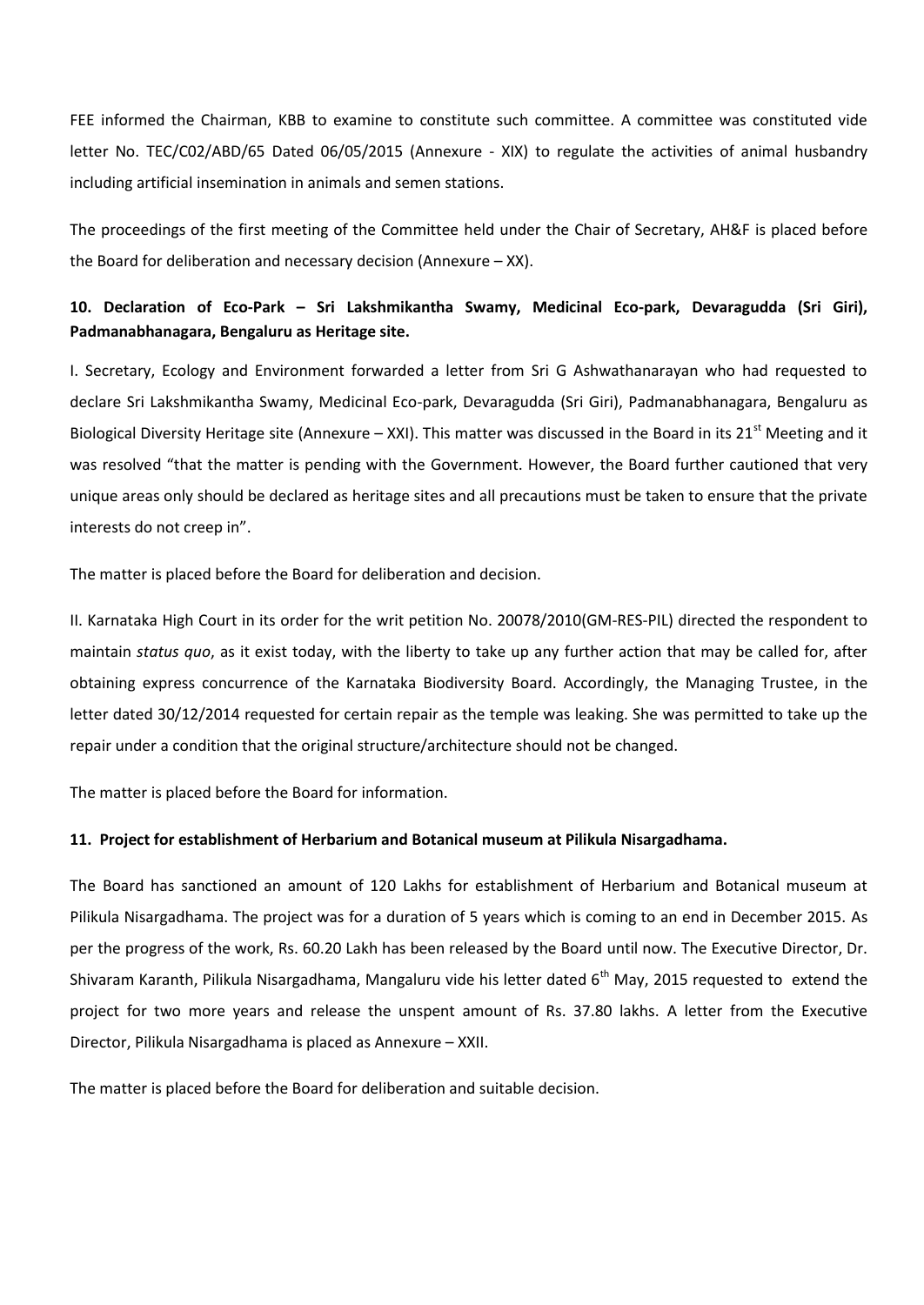FEE informed the Chairman, KBB to examine to constitute such committee. A committee was constituted vide letter No. TEC/C02/ABD/65 Dated 06/05/2015 (Annexure - XIX) to regulate the activities of animal husbandry including artificial insemination in animals and semen stations.

The proceedings of the first meeting of the Committee held under the Chair of Secretary, AH&F is placed before the Board for deliberation and necessary decision (Annexure – XX).

### 10. Declaration of Eco-Park – Sri Lakshmikantha Swamy, Medicinal Eco-park, Devaragudda (Sri Giri), Padmanabhanagara, Bengaluru as Heritage site.

I. Secretary, Ecology and Environment forwarded a letter from Sri G Ashwathanarayan who had requested to declare Sri Lakshmikantha Swamy, Medicinal Eco-park, Devaragudda (Sri Giri), Padmanabhanagara, Bengaluru as Biological Diversity Heritage site (Annexure – XXI). This matter was discussed in the Board in its 21st Meeting and it was resolved "that the matter is pending with the Government. However, the Board further cautioned that very unique areas only should be declared as heritage sites and all precautions must be taken to ensure that the private interests do not creep in".

The matter is placed before the Board for deliberation and decision.

II. Karnataka High Court in its order for the writ petition No. 20078/2010(GM-RES-PIL) directed the respondent to maintain *status quo*, as it exist today, with the liberty to take up any further action that may be called for, after obtaining express concurrence of the Karnataka Biodiversity Board. Accordingly, the Managing Trustee, in the letter dated 30/12/2014 requested for certain repair as the temple was leaking. She was permitted to take up the repair under a condition that the original structure/architecture should not be changed.

The matter is placed before the Board for information.

### 11. Project for establishment of Herbarium and Botanical museum at Pilikula Nisargadhama.

The Board has sanctioned an amount of 120 Lakhs for establishment of Herbarium and Botanical museum at Pilikula Nisargadhama. The project was for a duration of 5 years which is coming to an end in December 2015. As per the progress of the work, Rs. 60.20 Lakh has been released by the Board until now. The Executive Director, Dr. Shivaram Karanth, Pilikula Nisargadhama, Mangaluru vide his letter dated 6th May, 2015 requested to extend the project for two more years and release the unspent amount of Rs. 37.80 lakhs. A letter from the Executive Director, Pilikula Nisargadhama is placed as Annexure – XXII.

The matter is placed before the Board for deliberation and suitable decision.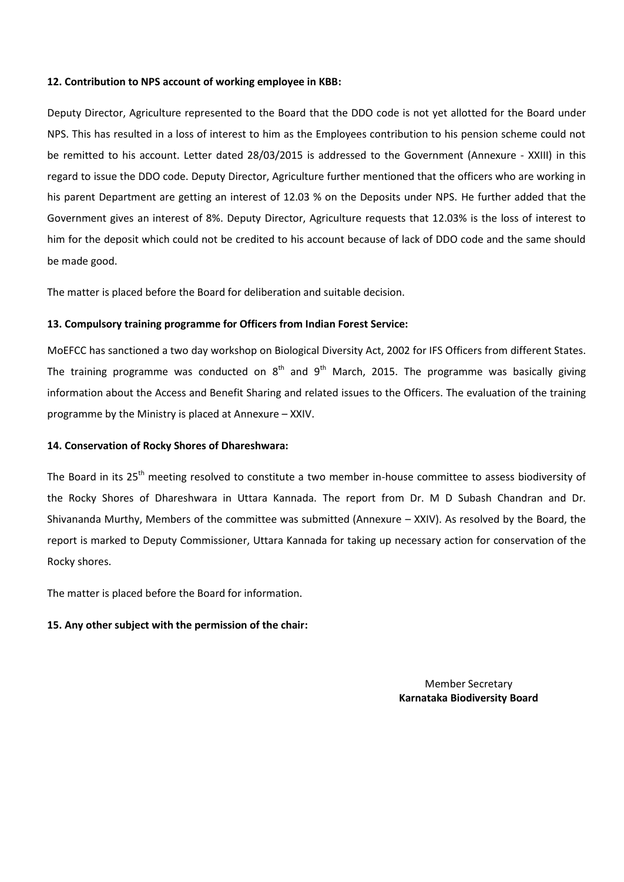**12. Contribution to NPS account of working employee in KBB:**

Deputy Director, Agriculture represented to the Board that the DDO code is not yet allotted for the Board under NPS. This has resulted in a loss of interest to him as the Employees contribution to his pension scheme could not be remitted to his account. Letter dated 28/03/2015 is addressed to the Government (Annexure - XXIII) in this regard to issue the DDO code. Deputy Director, Agriculture further mentioned that the officers who are working in his parent Department are getting an interest of 12.03 % on the Deposits under NPS. He further added that the Government gives an interest of 8%. Deputy Director, Agriculture requests that 12.03% is the loss of interest to him for the deposit which could not be credited to his account because of lack of DDO code and the same should be made good.

The matter is placed before the Board for deliberation and suitable decision.

**13. Compulsory training programme for Officers from Indian Forest Service:**

MoEFCC has sanctioned a two day workshop on Biological Diversity Act, 2002 for IFS Officers from different States. The training programme was conducted on 8th and 9th March, 2015. The programme was basically giving information about the Access and Benefit Sharing and related issues to the Officers. The evaluation of the training programme by the Ministry is placed at Annexure – XXIV.

**14. Conservation of Rocky Shores of Dhareshwara:**

The Board in its 25th meeting resolved to constitute a two member in-house committee to assess biodiversity of the Rocky Shores of Dhareshwara in Uttara Kannada. The report from Dr. M D Subash Chandran and Dr. Shivananda Murthy, Members of the committee was submitted (Annexure – XXIV). As resolved by the Board, the report is marked to Deputy Commissioner, Uttara Kannada for taking up necessary action for conservation of the Rocky shores.

The matter is placed before the Board for information.

**15. Any other subject with the permission of the chair:**

Member Secretary
**Karnataka Biodiversity Board**